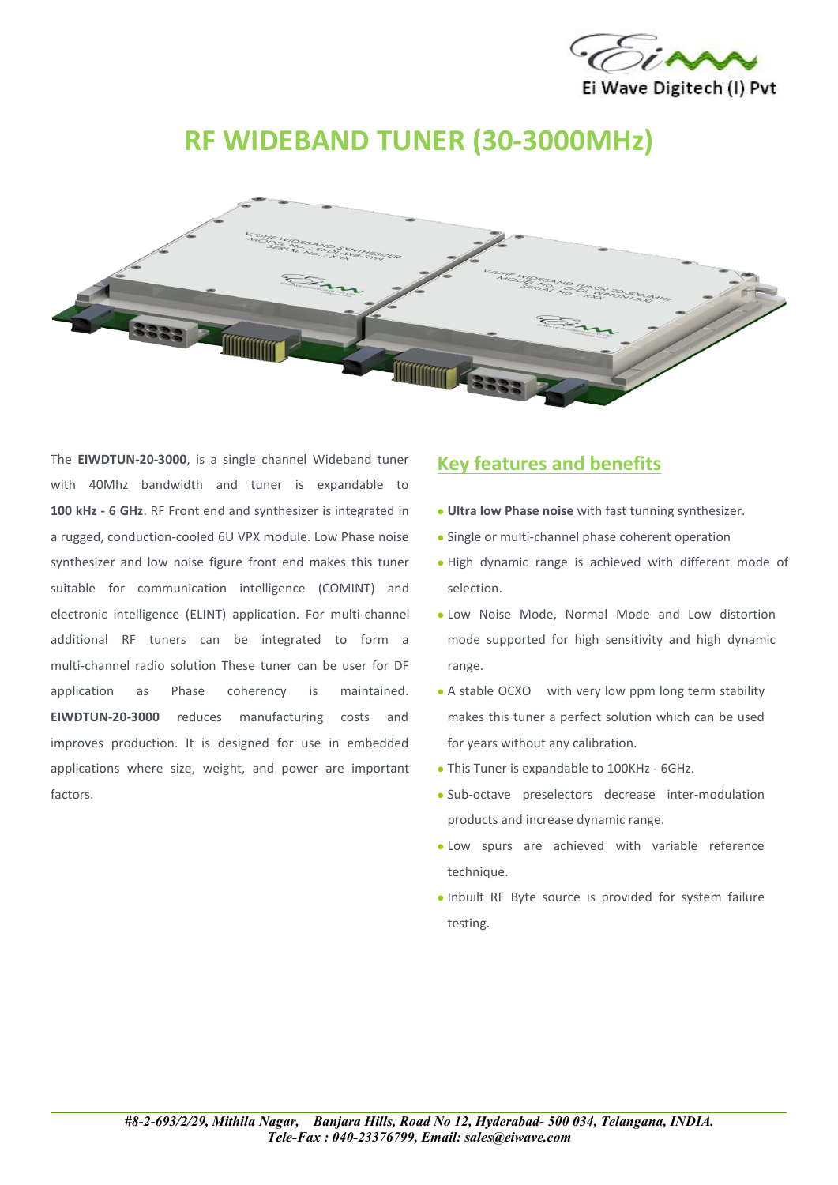Ei Wave Digitech (I) Pvt

# RF WIDEBAND TUNER (30-3000MHz)

The **EIWDTUN-20-3000**, is a single channel Wideband tuner with 40Mhz bandwidth and tuner is expandable to **100 kHz - 6 GHz**. RF Front end and synthesizer is integrated in a rugged, conduction-cooled 6U VPX module. Low Phase noise synthesizer and low noise figure front end makes this tuner suitable for communication intelligence (COMINT) and electronic intelligence (ELINT) application. For multi-channel additional RF tuners can be integrated to form a multi-channel radio solution These tuner can be user for DF application as Phase coherency is maintained. **EIWDTUN-20-3000** reduces manufacturing costs and improves production. It is designed for use in embedded applications where size, weight, and power are important factors.

## Key features and benefits

- **Ultra low Phase noise** with fast tunning synthesizer.
- Single or multi-channel phase coherent operation
- High dynamic range is achieved with different mode of selection.
- Low Noise Mode, Normal Mode and Low distortion mode supported for high sensitivity and high dynamic range.
- A stable OCXO with very low ppm long term stability makes this tuner a perfect solution which can be used for years without any calibration.
- This Tuner is expandable to 100KHz - 6GHz.
- Sub-octave preselectors decrease inter-modulation products and increase dynamic range.
- Low spurs are achieved with variable reference technique.
- Inbuilt RF Byte source is provided for system failure testing.

*#8-2-693/2/29, Mithila Nagar, Banjara Hills, Road No 12, Hyderabad- 500 034, Telangana, INDIA.*
*Tele-Fax : 040-23376799, Email: sales@eiwave.com*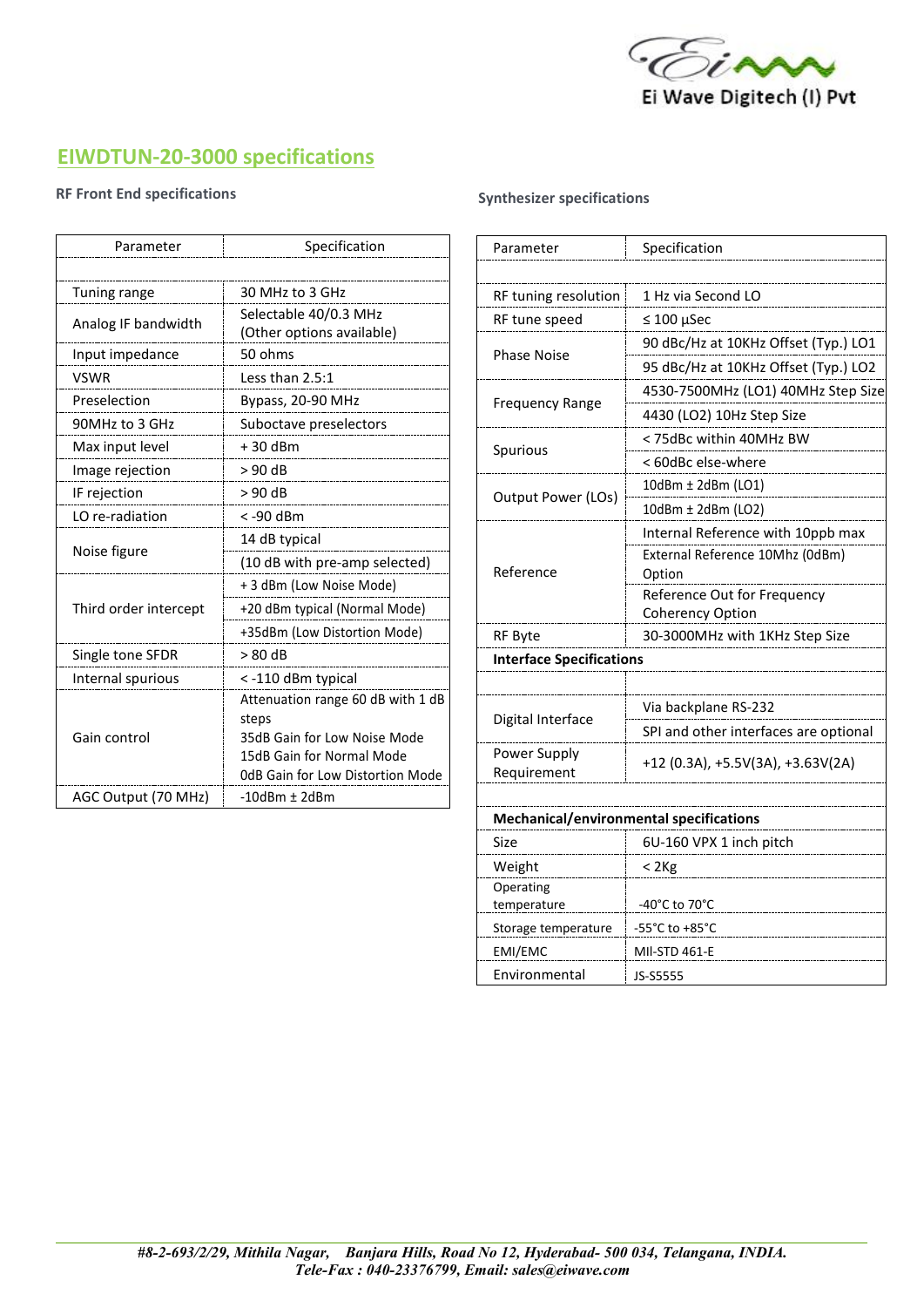## EIWDTUN-20-3000 specifications

### RF Front End specifications

| Parameter | Specification |
|---|---|
| | |
| Tuning range | 30 MHz to 3 GHz |
| Analog IF bandwidth | Selectable 40/0.3 MHz (Other options available) |
| Input impedance | 50 ohms |
| VSWR | Less than 2.5:1 |
| Preselection | Bypass, 20-90 MHz |
| 90MHz to 3 GHz | Suboctave preselectors |
| Max input level | + 30 dBm |
| Image rejection | > 90 dB |
| IF rejection | > 90 dB |
| LO re-radiation | < -90 dBm |
| Noise figure | 14 dB typical |
| | (10 dB with pre-amp selected) |
| Third order intercept | + 3 dBm (Low Noise Mode) |
| | +20 dBm typical (Normal Mode) |
| | +35dBm (Low Distortion Mode) |
| Single tone SFDR | > 80 dB |
| Internal spurious | < -110 dBm typical |
| Gain control | Attenuation range 60 dB with 1 dB steps<br>35dB Gain for Low Noise Mode<br>15dB Gain for Normal Mode<br>0dB Gain for Low Distortion Mode |
| AGC Output (70 MHz) | -10dBm ± 2dBm |

### Synthesizer specifications

| Parameter | Specification |
|---|---|
| | |
| RF tuning resolution | 1 Hz via Second LO |
| RF tune speed | ≤ 100 µSec |
| Phase Noise | 90 dBc/Hz at 10KHz Offset (Typ.) LO1 |
| | 95 dBc/Hz at 10KHz Offset (Typ.) LO2 |
| Frequency Range | 4530-7500MHz (LO1) 40MHz Step Size |
| | 4430 (LO2) 10Hz Step Size |
| Spurious | < 75dBc within 40MHz BW |
| | < 60dBc else-where |
| Output Power (LOs) | 10dBm ± 2dBm (LO1) |
| | 10dBm ± 2dBm (LO2) |
| Reference | Internal Reference with 10ppb max |
| | External Reference 10Mhz (0dBm) Option |
| | Reference Out for Frequency Coherency Option |
| RF Byte | 30-3000MHz with 1KHz Step Size |
| **Interface Specifications** | |
| | |
| Digital Interface | Via backplane RS-232 |
| | SPI and other interfaces are optional |
| Power Supply Requirement | +12 (0.3A), +5.5V(3A), +3.63V(2A) |
| | |
| **Mechanical/environmental specifications** | |
| Size | 6U-160 VPX 1 inch pitch |
| Weight | < 2Kg |
| Operating temperature | -40°C to 70°C |
| Storage temperature | -55°C to +85°C |
| EMI/EMC | MIl-STD 461-E |
| Environmental | JS-S5555 |

*#8-2-693/2/29, Mithila Nagar, Banjara Hills, Road No 12, Hyderabad- 500 034, Telangana, INDIA.*
*Tele-Fax : 040-23376799, Email: sales@eiwave.com*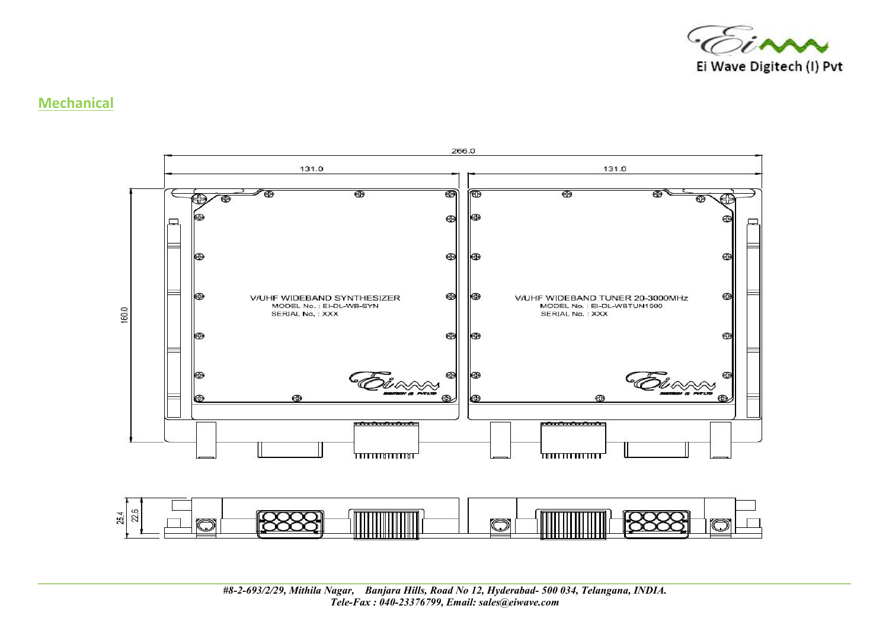## Mechanical

266.0

131.0

131.0

160.0

V/UHF WIDEBAND SYNTHESIZER
MODEL No. : EI-DL-WB-SYN
SERIAL No. : XXX

V/UHF WIDEBAND TUNER 20-3000MHz
MODEL No. : EI-DL-WBTUN1500
SERIAL No. : XXX

25.4

22.6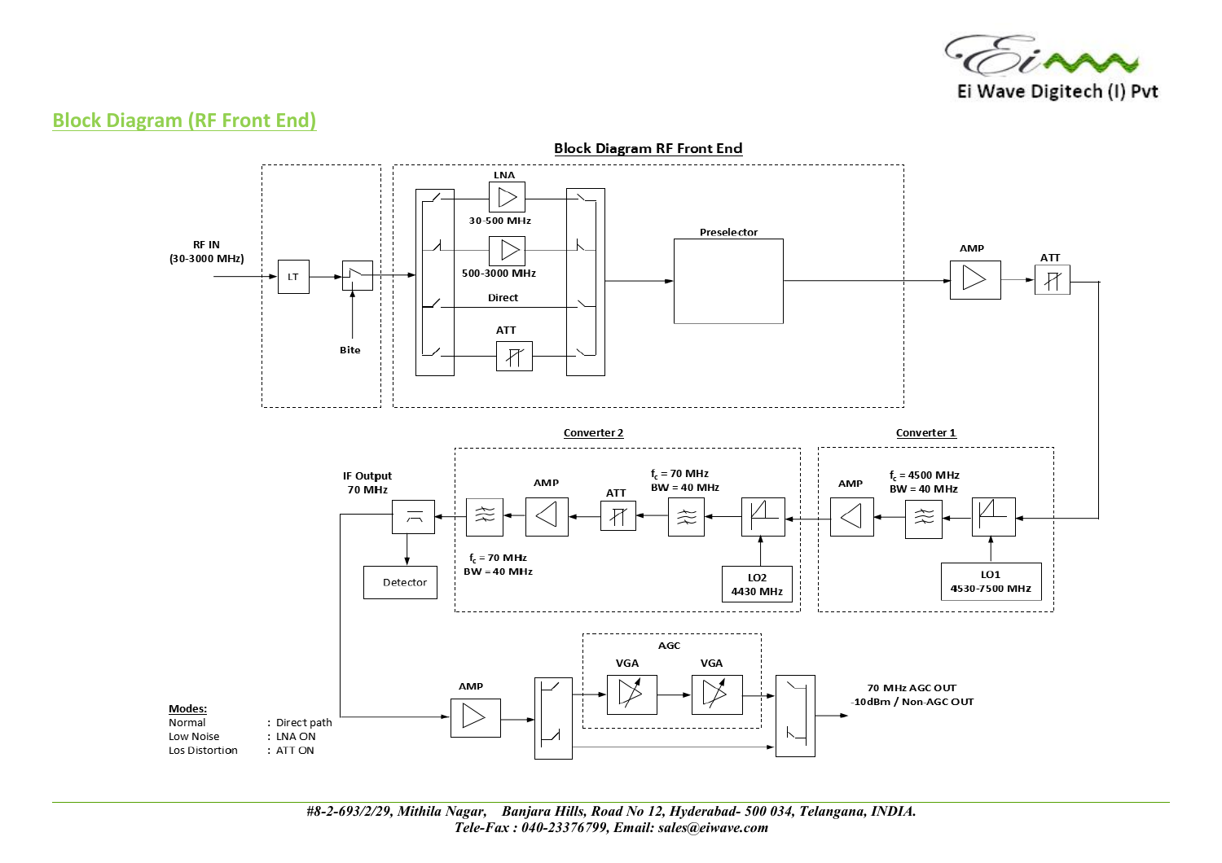## Block Diagram (RF Front End)

**Block Diagram RF Front End**

RF IN
(30-3000 MHz)

LT

Bite

LNA

30-500 MHz

500-3000 MHz

Direct

ATT

Preselector

AMP

ATT

Converter 2

Converter 1

IF Output
70 MHz

AMP

ATT

$f_c$ = 70 MHz
BW = 40 MHz

AMP

$f_c$ = 4500 MHz
BW = 40 MHz

$f_c$ = 70 MHz
BW = 40 MHz

LO2
4430 MHz

LO1
4530-7500 MHz

Detector

AGC

VGA

VGA

AMP

70 MHz AGC OUT
-10dBm / Non-AGC OUT

**Modes:**

| | |
|---|---|
| Normal | : Direct path |
| Low Noise | : LNA ON |
| Los Distortion | : ATT ON |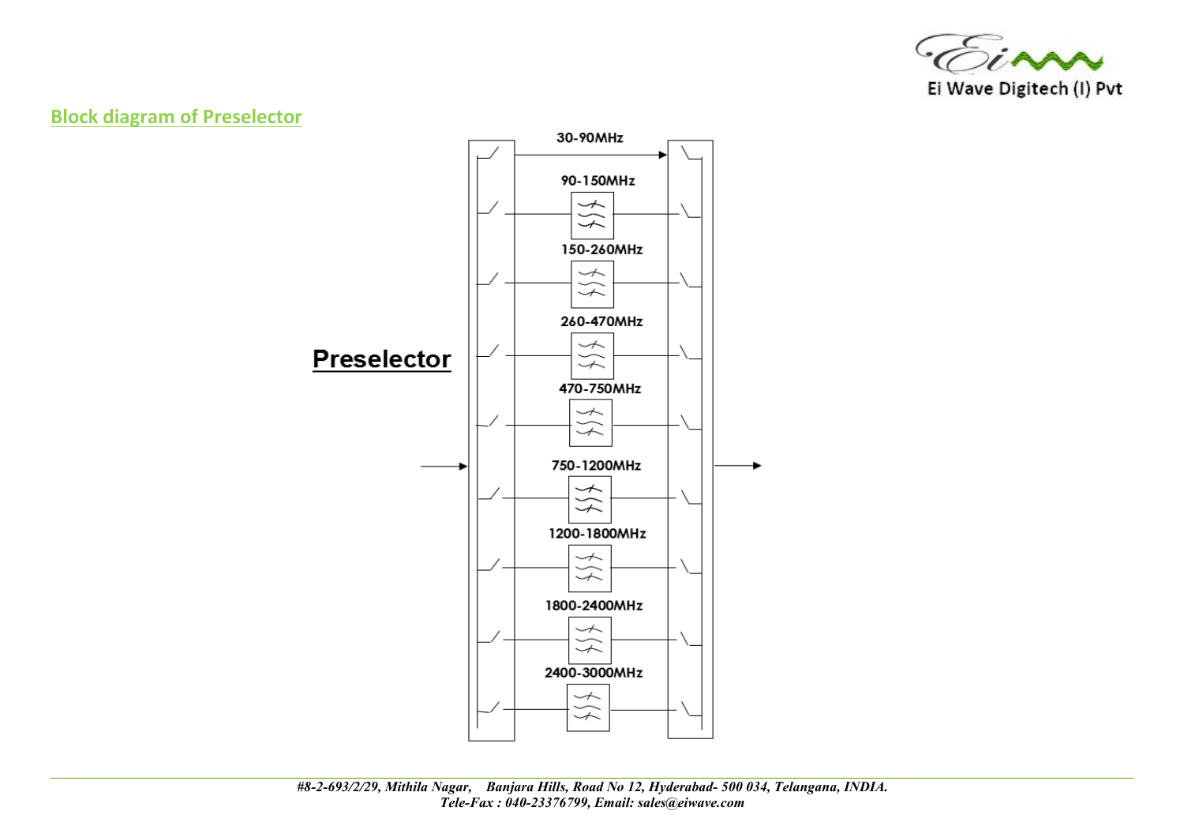## Block diagram of Preselector

**Preselector**

30-90MHz

90-150MHz

150-260MHz

260-470MHz

470-750MHz

750-1200MHz

1200-1800MHz

1800-2400MHz

2400-3000MHz

*#8-2-693/2/29, Mithila Nagar, Banjara Hills, Road No 12, Hyderabad- 500 034, Telangana, INDIA.*
*Tele-Fax : 040-23376799, Email: sales@eiwave.com*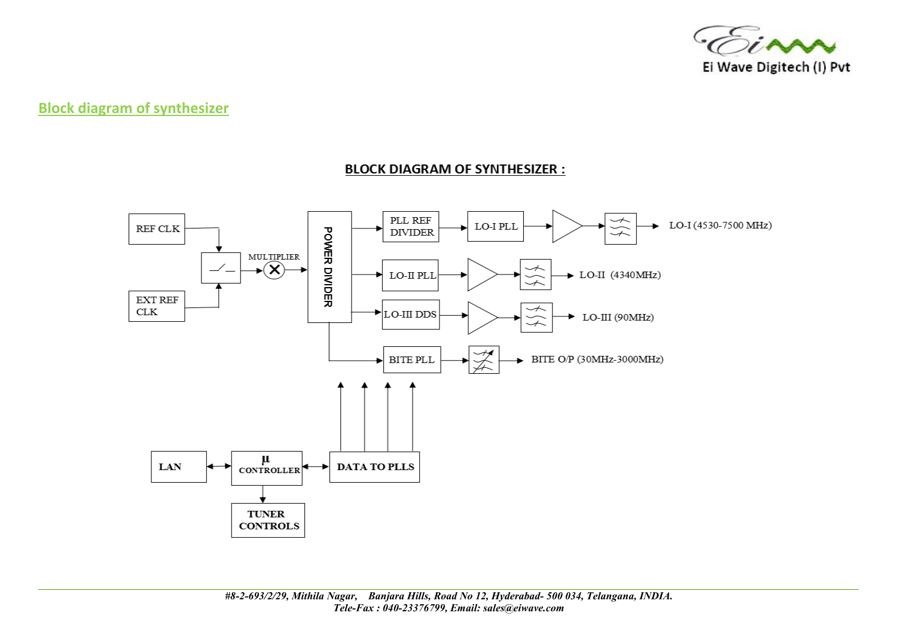## Block diagram of synthesizer

**BLOCK DIAGRAM OF SYNTHESIZER :**

REF CLK

EXT REF CLK

MULTIPLIER

POWER DIVIDER

PLL REF DIVIDER

LO-I PLL

LO-I (4530-7500 MHz)

LO-II PLL

LO-II (4340MHz)

LO-III DDS

LO-III (90MHz)

BITE PLL

BITE O/P (30MHz-3000MHz)

LAN

µ CONTROLLER

DATA TO PLLS

TUNER CONTROLS